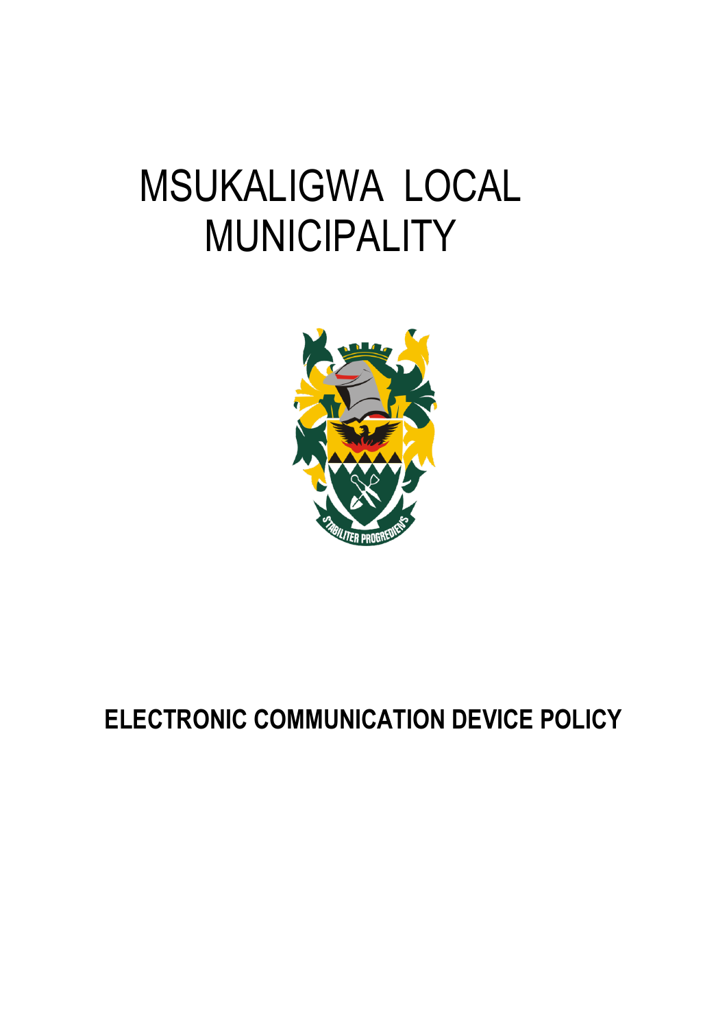# MSUKALIGWA LOCAL MUNICIPALITY

## ELECTRONIC COMMUNICATION DEVICE POLICY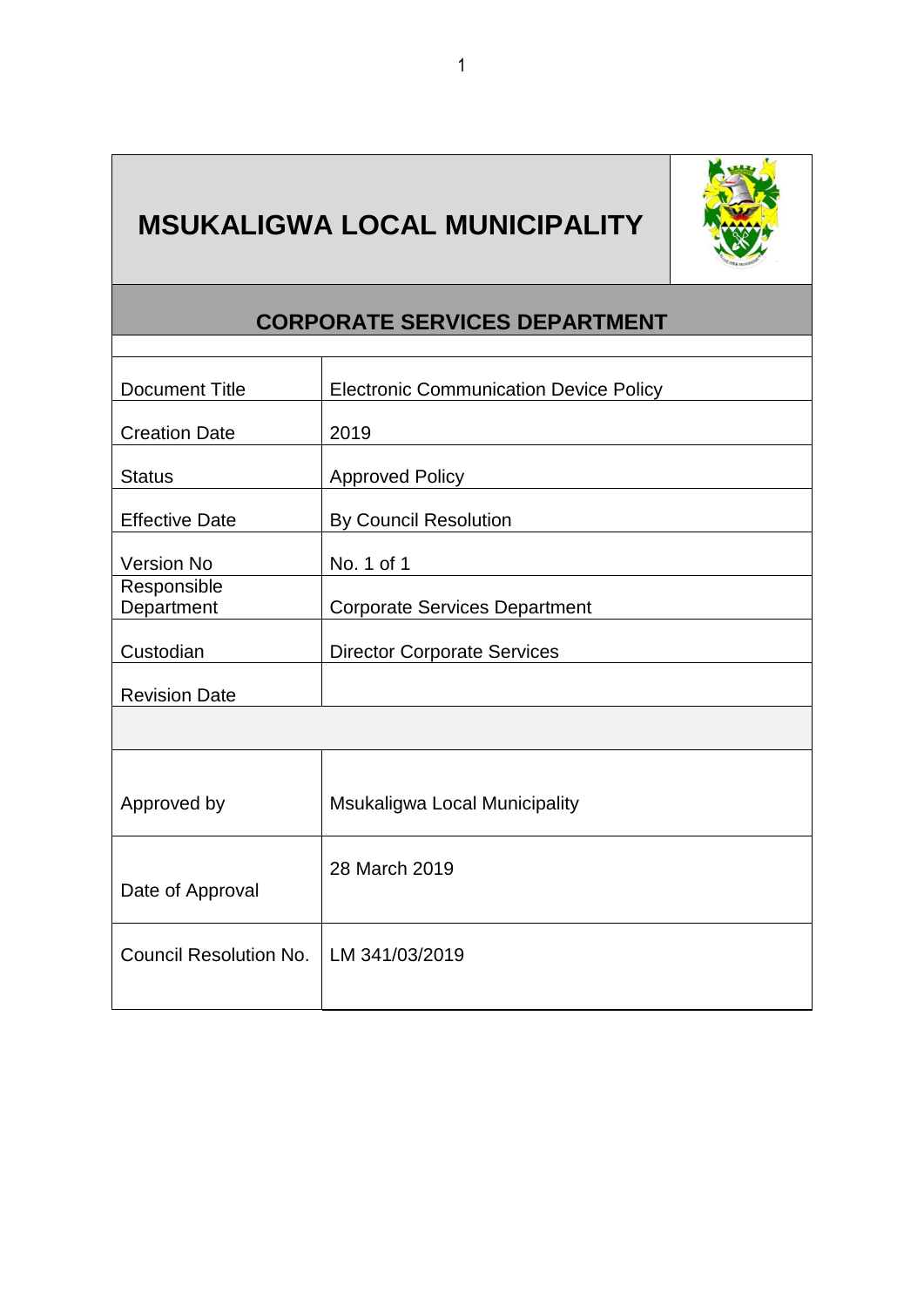# MSUKALIGWA LOCAL MUNICIPALITY

## CORPORATE SERVICES DEPARTMENT

| | |
|---|---|
| Document Title | Electronic Communication Device Policy |
| Creation Date | 2019 |
| Status | Approved Policy |
| Effective Date | By Council Resolution |
| Version No | No. 1 of 1 |
| Responsible Department | Corporate Services Department |
| Custodian | Director Corporate Services |
| Revision Date | |
| | |
| Approved by | Msukaligwa Local Municipality |
| Date of Approval | 28 March 2019 |
| Council Resolution No. | LM 341/03/2019 |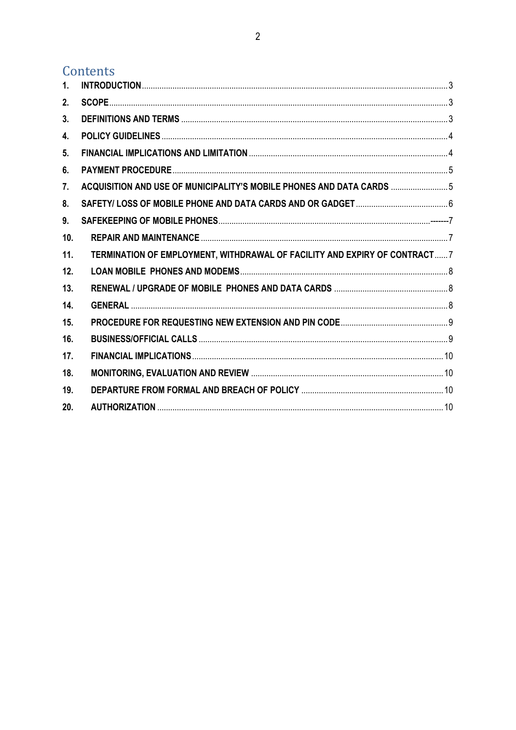# Contents

| | | |
|---|---|---|
| 1. | INTRODUCTION | 3 |
| 2. | SCOPE | 3 |
| 3. | DEFINITIONS AND TERMS | 3 |
| 4. | POLICY GUIDELINES | 4 |
| 5. | FINANCIAL IMPLICATIONS AND LIMITATION | 4 |
| 6. | PAYMENT PROCEDURE | 5 |
| 7. | ACQUISITION AND USE OF MUNICIPALITY'S MOBILE PHONES AND DATA CARDS | 5 |
| 8. | SAFETY/ LOSS OF MOBILE PHONE AND DATA CARDS AND OR GADGET | 6 |
| 9. | SAFEKEEPING OF MOBILE PHONES | 7 |
| 10. | REPAIR AND MAINTENANCE | 7 |
| 11. | TERMINATION OF EMPLOYMENT, WITHDRAWAL OF FACILITY AND EXPIRY OF CONTRACT | 7 |
| 12. | LOAN MOBILE PHONES AND MODEMS | 8 |
| 13. | RENEWAL / UPGRADE OF MOBILE PHONES AND DATA CARDS | 8 |
| 14. | GENERAL | 8 |
| 15. | PROCEDURE FOR REQUESTING NEW EXTENSION AND PIN CODE | 9 |
| 16. | BUSINESS/OFFICIAL CALLS | 9 |
| 17. | FINANCIAL IMPLICATIONS | 10 |
| 18. | MONITORING, EVALUATION AND REVIEW | 10 |
| 19. | DEPARTURE FROM FORMAL AND BREACH OF POLICY | 10 |
| 20. | AUTHORIZATION | 10 |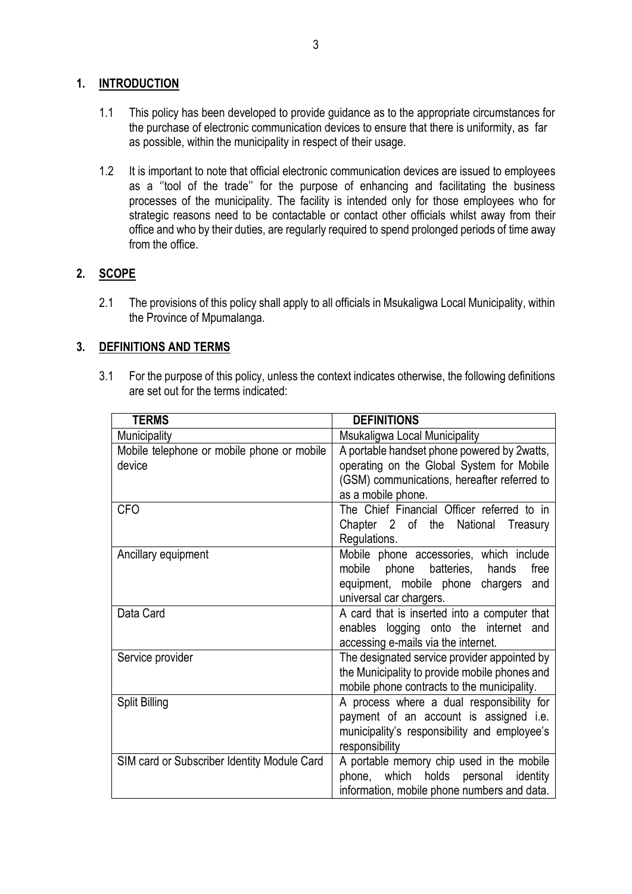## 1. INTRODUCTION

1.1 This policy has been developed to provide guidance as to the appropriate circumstances for the purchase of electronic communication devices to ensure that there is uniformity, as far as possible, within the municipality in respect of their usage.

1.2 It is important to note that official electronic communication devices are issued to employees as a ''tool of the trade'' for the purpose of enhancing and facilitating the business processes of the municipality. The facility is intended only for those employees who for strategic reasons need to be contactable or contact other officials whilst away from their office and who by their duties, are regularly required to spend prolonged periods of time away from the office.

## 2. SCOPE

2.1 The provisions of this policy shall apply to all officials in Msukaligwa Local Municipality, within the Province of Mpumalanga.

## 3. DEFINITIONS AND TERMS

3.1 For the purpose of this policy, unless the context indicates otherwise, the following definitions are set out for the terms indicated:

| TERMS | DEFINITIONS |
|---|---|
| Municipality | Msukaligwa Local Municipality |
| Mobile telephone or mobile phone or mobile device | A portable handset phone powered by 2watts, operating on the Global System for Mobile (GSM) communications, hereafter referred to as a mobile phone. |
| CFO | The Chief Financial Officer referred to in Chapter 2 of the National Treasury Regulations. |
| Ancillary equipment | Mobile phone accessories, which include mobile phone batteries, hands free equipment, mobile phone chargers and universal car chargers. |
| Data Card | A card that is inserted into a computer that enables logging onto the internet and accessing e-mails via the internet. |
| Service provider | The designated service provider appointed by the Municipality to provide mobile phones and mobile phone contracts to the municipality. |
| Split Billing | A process where a dual responsibility for payment of an account is assigned i.e. municipality's responsibility and employee's responsibility |
| SIM card or Subscriber Identity Module Card | A portable memory chip used in the mobile phone, which holds personal identity information, mobile phone numbers and data. |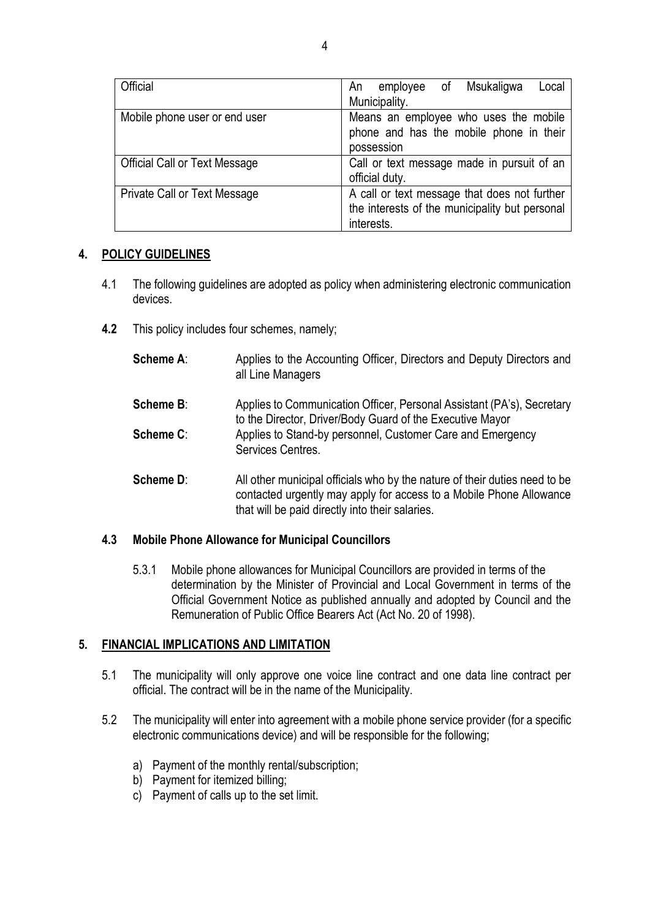| | |
|---|---|
| Official | An employee of Msukaligwa Local Municipality. |
| Mobile phone user or end user | Means an employee who uses the mobile phone and has the mobile phone in their possession |
| Official Call or Text Message | Call or text message made in pursuit of an official duty. |
| Private Call or Text Message | A call or text message that does not further the interests of the municipality but personal interests. |

## 4. POLICY GUIDELINES

4.1 The following guidelines are adopted as policy when administering electronic communication devices.

**4.2** This policy includes four schemes, namely;

**Scheme A**: Applies to the Accounting Officer, Directors and Deputy Directors and all Line Managers

**Scheme B**: Applies to Communication Officer, Personal Assistant (PA's), Secretary to the Director, Driver/Body Guard of the Executive Mayor

**Scheme C**: Applies to Stand-by personnel, Customer Care and Emergency Services Centres.

**Scheme D**: All other municipal officials who by the nature of their duties need to be contacted urgently may apply for access to a Mobile Phone Allowance that will be paid directly into their salaries.

### 4.3 Mobile Phone Allowance for Municipal Councillors

5.3.1 Mobile phone allowances for Municipal Councillors are provided in terms of the determination by the Minister of Provincial and Local Government in terms of the Official Government Notice as published annually and adopted by Council and the Remuneration of Public Office Bearers Act (Act No. 20 of 1998).

## 5. FINANCIAL IMPLICATIONS AND LIMITATION

5.1 The municipality will only approve one voice line contract and one data line contract per official. The contract will be in the name of the Municipality.

5.2 The municipality will enter into agreement with a mobile phone service provider (for a specific electronic communications device) and will be responsible for the following;

a) Payment of the monthly rental/subscription;
b) Payment for itemized billing;
c) Payment of calls up to the set limit.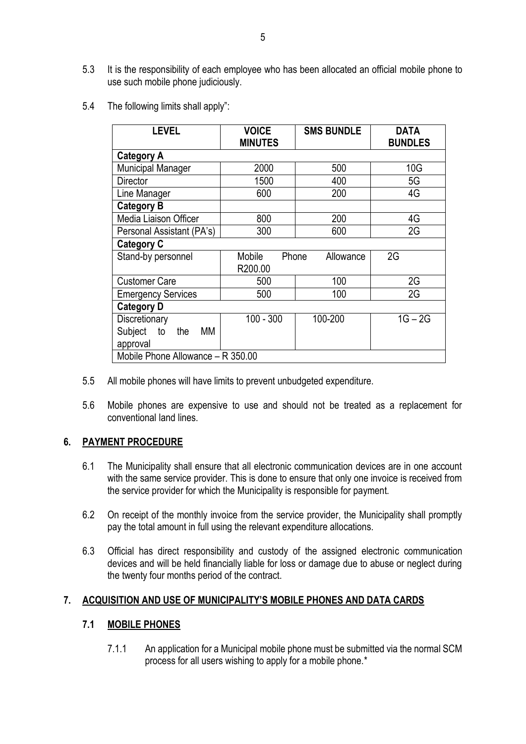5.3 It is the responsibility of each employee who has been allocated an official mobile phone to use such mobile phone judiciously.

5.4 The following limits shall apply":

| LEVEL | VOICE MINUTES | SMS BUNDLE | DATA BUNDLES |
|---|---|---|---|
| **Category A** | | | |
| Municipal Manager | 2000 | 500 | 10G |
| Director | 1500 | 400 | 5G |
| Line Manager | 600 | 200 | 4G |
| **Category B** | | | |
| Media Liaison Officer | 800 | 200 | 4G |
| Personal Assistant (PA's) | 300 | 600 | 2G |
| **Category C** | | | |
| Stand-by personnel | Mobile Phone Allowance R200.00 | | 2G |
| Customer Care | 500 | 100 | 2G |
| Emergency Services | 500 | 100 | 2G |
| **Category D** | | | |
| Discretionary Subject to the MM approval | 100 - 300 | 100-200 | 1G – 2G |
| Mobile Phone Allowance – R 350.00 | | | |

5.5 All mobile phones will have limits to prevent unbudgeted expenditure.

5.6 Mobile phones are expensive to use and should not be treated as a replacement for conventional land lines.

## 6. PAYMENT PROCEDURE

6.1 The Municipality shall ensure that all electronic communication devices are in one account with the same service provider. This is done to ensure that only one invoice is received from the service provider for which the Municipality is responsible for payment.

6.2 On receipt of the monthly invoice from the service provider, the Municipality shall promptly pay the total amount in full using the relevant expenditure allocations.

6.3 Official has direct responsibility and custody of the assigned electronic communication devices and will be held financially liable for loss or damage due to abuse or neglect during the twenty four months period of the contract.

## 7. ACQUISITION AND USE OF MUNICIPALITY'S MOBILE PHONES AND DATA CARDS

### 7.1 MOBILE PHONES

7.1.1 An application for a Municipal mobile phone must be submitted via the normal SCM process for all users wishing to apply for a mobile phone.*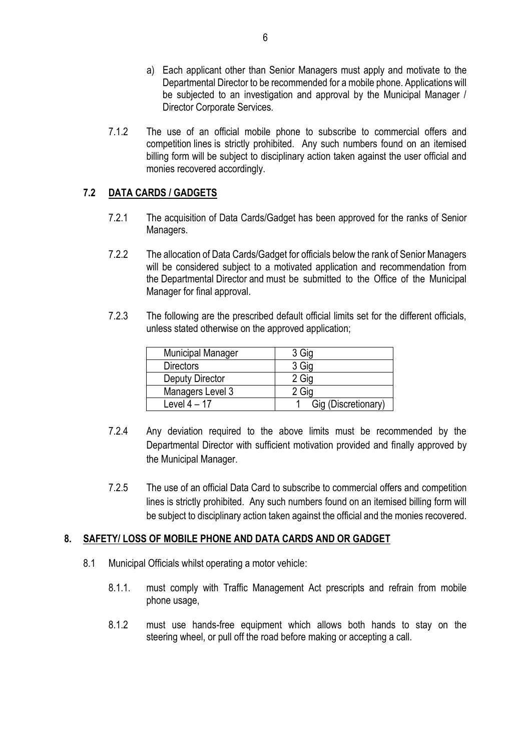a) Each applicant other than Senior Managers must apply and motivate to the Departmental Director to be recommended for a mobile phone. Applications will be subjected to an investigation and approval by the Municipal Manager / Director Corporate Services.

7.1.2 The use of an official mobile phone to subscribe to commercial offers and competition lines is strictly prohibited. Any such numbers found on an itemised billing form will be subject to disciplinary action taken against the user official and monies recovered accordingly.

### 7.2 DATA CARDS / GADGETS

7.2.1 The acquisition of Data Cards/Gadget has been approved for the ranks of Senior Managers.

7.2.2 The allocation of Data Cards/Gadget for officials below the rank of Senior Managers will be considered subject to a motivated application and recommendation from the Departmental Director and must be submitted to the Office of the Municipal Manager for final approval.

7.2.3 The following are the prescribed default official limits set for the different officials, unless stated otherwise on the approved application;

| Municipal Manager | 3 Gig |
|---|---|
| Directors | 3 Gig |
| Deputy Director | 2 Gig |
| Managers Level 3 | 2 Gig |
| Level 4 – 17 | 1 Gig (Discretionary) |

7.2.4 Any deviation required to the above limits must be recommended by the Departmental Director with sufficient motivation provided and finally approved by the Municipal Manager.

7.2.5 The use of an official Data Card to subscribe to commercial offers and competition lines is strictly prohibited. Any such numbers found on an itemised billing form will be subject to disciplinary action taken against the official and the monies recovered.

## 8. SAFETY/ LOSS OF MOBILE PHONE AND DATA CARDS AND OR GADGET

8.1 Municipal Officials whilst operating a motor vehicle:

8.1.1. must comply with Traffic Management Act prescripts and refrain from mobile phone usage,

8.1.2 must use hands-free equipment which allows both hands to stay on the steering wheel, or pull off the road before making or accepting a call.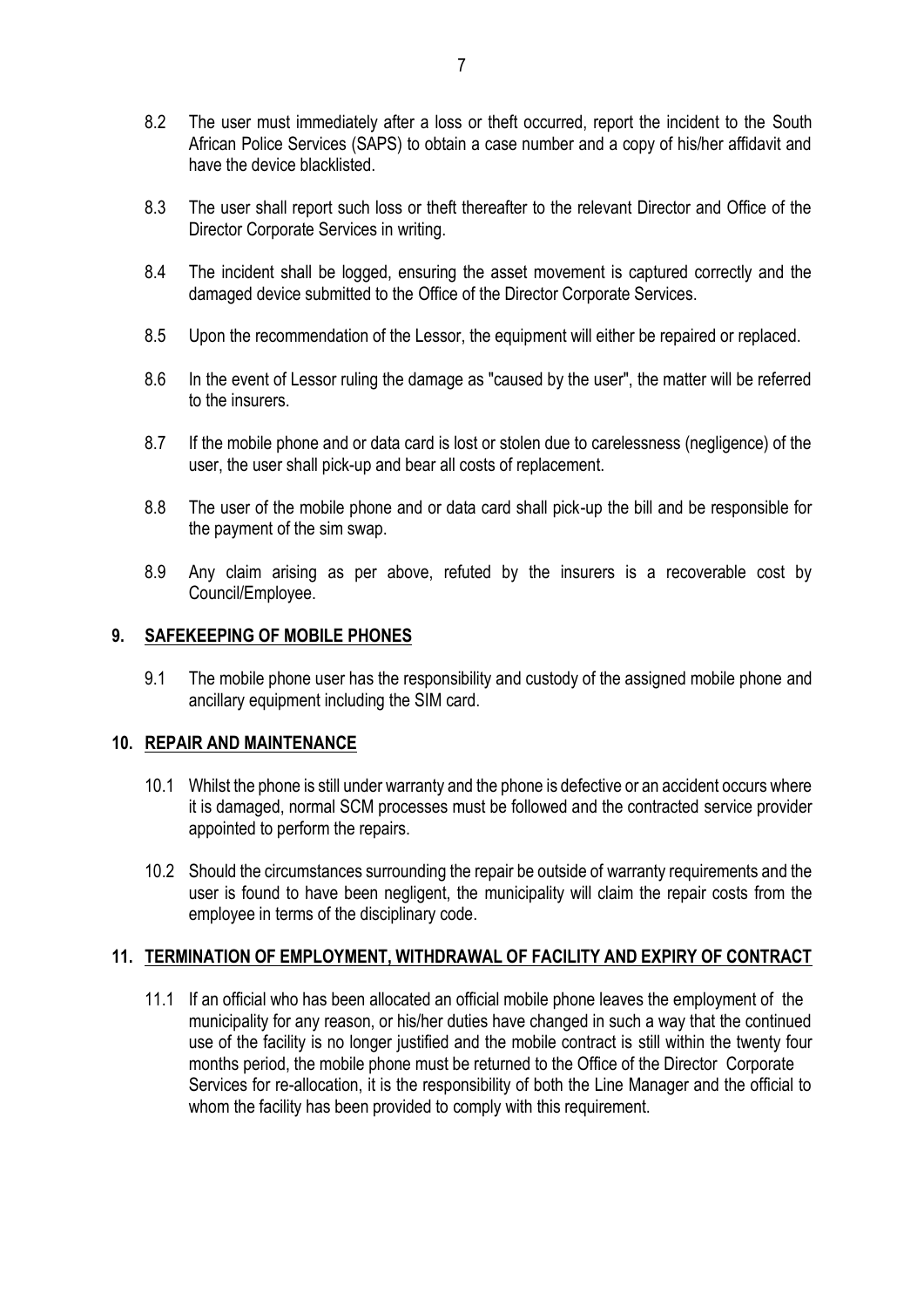8.2 The user must immediately after a loss or theft occurred, report the incident to the South African Police Services (SAPS) to obtain a case number and a copy of his/her affidavit and have the device blacklisted.

8.3 The user shall report such loss or theft thereafter to the relevant Director and Office of the Director Corporate Services in writing.

8.4 The incident shall be logged, ensuring the asset movement is captured correctly and the damaged device submitted to the Office of the Director Corporate Services.

8.5 Upon the recommendation of the Lessor, the equipment will either be repaired or replaced.

8.6 In the event of Lessor ruling the damage as "caused by the user", the matter will be referred to the insurers.

8.7 If the mobile phone and or data card is lost or stolen due to carelessness (negligence) of the user, the user shall pick-up and bear all costs of replacement.

8.8 The user of the mobile phone and or data card shall pick-up the bill and be responsible for the payment of the sim swap.

8.9 Any claim arising as per above, refuted by the insurers is a recoverable cost by Council/Employee.

## 9. SAFEKEEPING OF MOBILE PHONES

9.1 The mobile phone user has the responsibility and custody of the assigned mobile phone and ancillary equipment including the SIM card.

## 10. REPAIR AND MAINTENANCE

10.1 Whilst the phone is still under warranty and the phone is defective or an accident occurs where it is damaged, normal SCM processes must be followed and the contracted service provider appointed to perform the repairs.

10.2 Should the circumstances surrounding the repair be outside of warranty requirements and the user is found to have been negligent, the municipality will claim the repair costs from the employee in terms of the disciplinary code.

## 11. TERMINATION OF EMPLOYMENT, WITHDRAWAL OF FACILITY AND EXPIRY OF CONTRACT

11.1 If an official who has been allocated an official mobile phone leaves the employment of the municipality for any reason, or his/her duties have changed in such a way that the continued use of the facility is no longer justified and the mobile contract is still within the twenty four months period, the mobile phone must be returned to the Office of the Director Corporate Services for re-allocation, it is the responsibility of both the Line Manager and the official to whom the facility has been provided to comply with this requirement.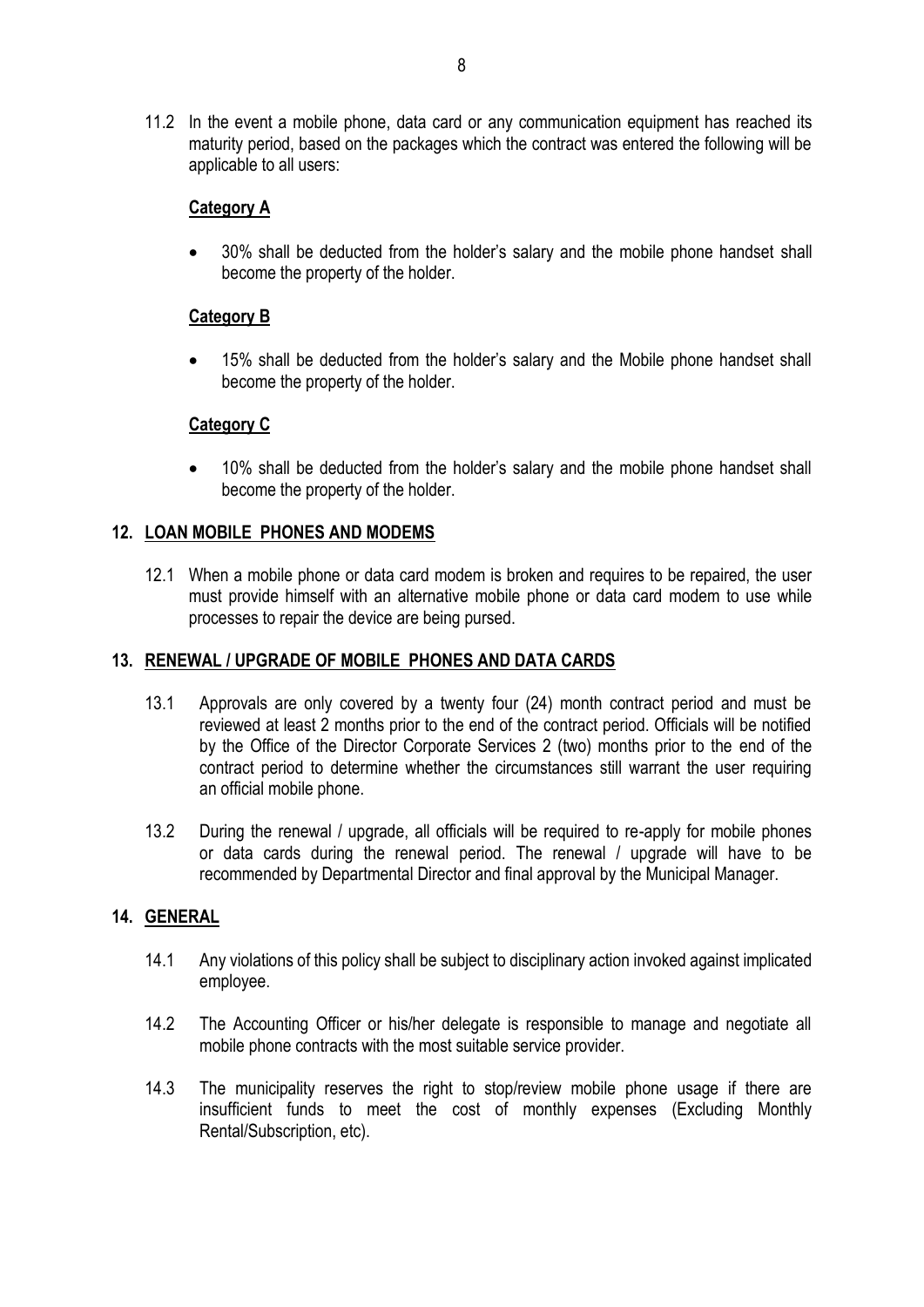11.2 In the event a mobile phone, data card or any communication equipment has reached its maturity period, based on the packages which the contract was entered the following will be applicable to all users:

**Category A**

- 30% shall be deducted from the holder's salary and the mobile phone handset shall become the property of the holder.

**Category B**

- 15% shall be deducted from the holder's salary and the Mobile phone handset shall become the property of the holder.

**Category C**

- 10% shall be deducted from the holder's salary and the mobile phone handset shall become the property of the holder.

## 12. LOAN MOBILE PHONES AND MODEMS

12.1 When a mobile phone or data card modem is broken and requires to be repaired, the user must provide himself with an alternative mobile phone or data card modem to use while processes to repair the device are being pursed.

## 13. RENEWAL / UPGRADE OF MOBILE PHONES AND DATA CARDS

13.1 Approvals are only covered by a twenty four (24) month contract period and must be reviewed at least 2 months prior to the end of the contract period. Officials will be notified by the Office of the Director Corporate Services 2 (two) months prior to the end of the contract period to determine whether the circumstances still warrant the user requiring an official mobile phone.

13.2 During the renewal / upgrade, all officials will be required to re-apply for mobile phones or data cards during the renewal period. The renewal / upgrade will have to be recommended by Departmental Director and final approval by the Municipal Manager.

## 14. GENERAL

14.1 Any violations of this policy shall be subject to disciplinary action invoked against implicated employee.

14.2 The Accounting Officer or his/her delegate is responsible to manage and negotiate all mobile phone contracts with the most suitable service provider.

14.3 The municipality reserves the right to stop/review mobile phone usage if there are insufficient funds to meet the cost of monthly expenses (Excluding Monthly Rental/Subscription, etc).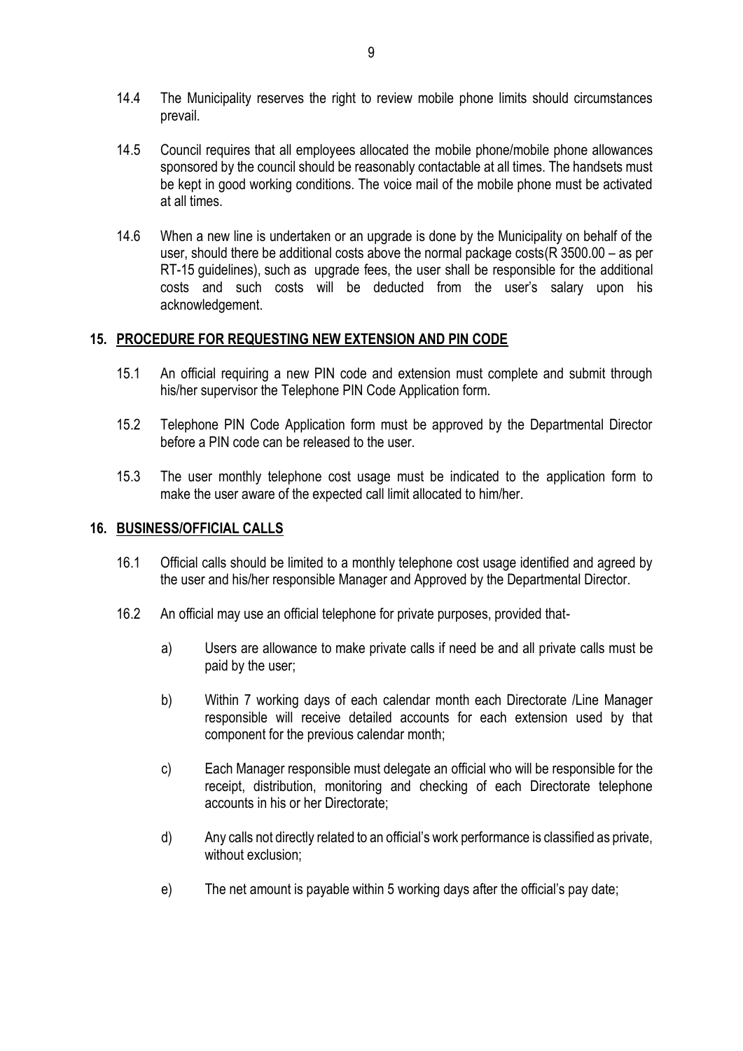14.4 The Municipality reserves the right to review mobile phone limits should circumstances prevail.

14.5 Council requires that all employees allocated the mobile phone/mobile phone allowances sponsored by the council should be reasonably contactable at all times. The handsets must be kept in good working conditions. The voice mail of the mobile phone must be activated at all times.

14.6 When a new line is undertaken or an upgrade is done by the Municipality on behalf of the user, should there be additional costs above the normal package costs(R 3500.00 – as per RT-15 guidelines), such as upgrade fees, the user shall be responsible for the additional costs and such costs will be deducted from the user's salary upon his acknowledgement.

## 15. PROCEDURE FOR REQUESTING NEW EXTENSION AND PIN CODE

15.1 An official requiring a new PIN code and extension must complete and submit through his/her supervisor the Telephone PIN Code Application form.

15.2 Telephone PIN Code Application form must be approved by the Departmental Director before a PIN code can be released to the user.

15.3 The user monthly telephone cost usage must be indicated to the application form to make the user aware of the expected call limit allocated to him/her.

## 16. BUSINESS/OFFICIAL CALLS

16.1 Official calls should be limited to a monthly telephone cost usage identified and agreed by the user and his/her responsible Manager and Approved by the Departmental Director.

16.2 An official may use an official telephone for private purposes, provided that-

a) Users are allowance to make private calls if need be and all private calls must be paid by the user;

b) Within 7 working days of each calendar month each Directorate /Line Manager responsible will receive detailed accounts for each extension used by that component for the previous calendar month;

c) Each Manager responsible must delegate an official who will be responsible for the receipt, distribution, monitoring and checking of each Directorate telephone accounts in his or her Directorate;

d) Any calls not directly related to an official's work performance is classified as private, without exclusion;

e) The net amount is payable within 5 working days after the official's pay date;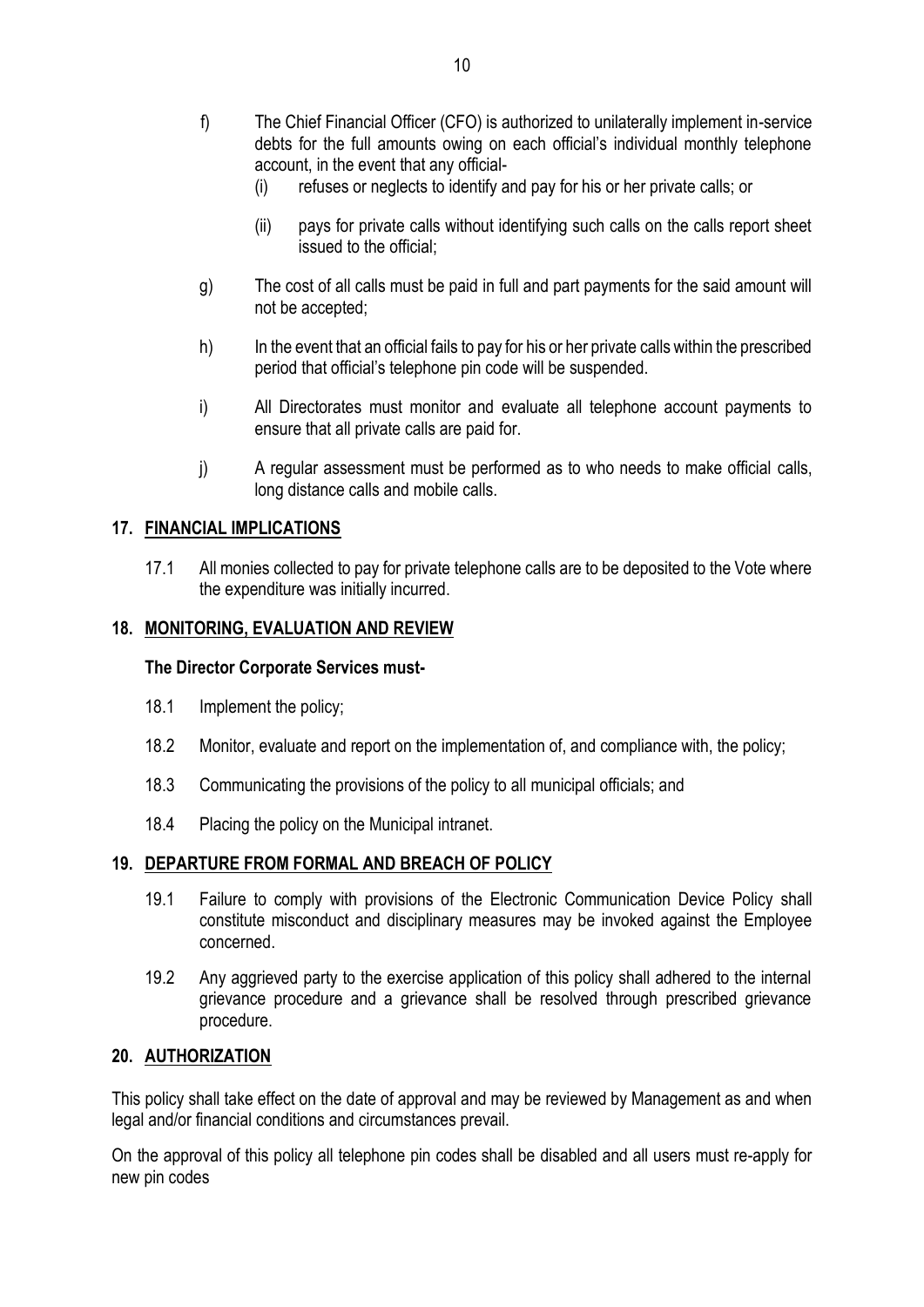f) The Chief Financial Officer (CFO) is authorized to unilaterally implement in-service debts for the full amounts owing on each official's individual monthly telephone account, in the event that any official-
   - (i) refuses or neglects to identify and pay for his or her private calls; or
   - (ii) pays for private calls without identifying such calls on the calls report sheet issued to the official;

g) The cost of all calls must be paid in full and part payments for the said amount will not be accepted;

h) In the event that an official fails to pay for his or her private calls within the prescribed period that official's telephone pin code will be suspended.

i) All Directorates must monitor and evaluate all telephone account payments to ensure that all private calls are paid for.

j) A regular assessment must be performed as to who needs to make official calls, long distance calls and mobile calls.

## 17. FINANCIAL IMPLICATIONS

17.1 All monies collected to pay for private telephone calls are to be deposited to the Vote where the expenditure was initially incurred.

## 18. MONITORING, EVALUATION AND REVIEW

**The Director Corporate Services must-**

18.1 Implement the policy;

18.2 Monitor, evaluate and report on the implementation of, and compliance with, the policy;

18.3 Communicating the provisions of the policy to all municipal officials; and

18.4 Placing the policy on the Municipal intranet.

## 19. DEPARTURE FROM FORMAL AND BREACH OF POLICY

19.1 Failure to comply with provisions of the Electronic Communication Device Policy shall constitute misconduct and disciplinary measures may be invoked against the Employee concerned.

19.2 Any aggrieved party to the exercise application of this policy shall adhered to the internal grievance procedure and a grievance shall be resolved through prescribed grievance procedure.

## 20. AUTHORIZATION

This policy shall take effect on the date of approval and may be reviewed by Management as and when legal and/or financial conditions and circumstances prevail.

On the approval of this policy all telephone pin codes shall be disabled and all users must re-apply for new pin codes